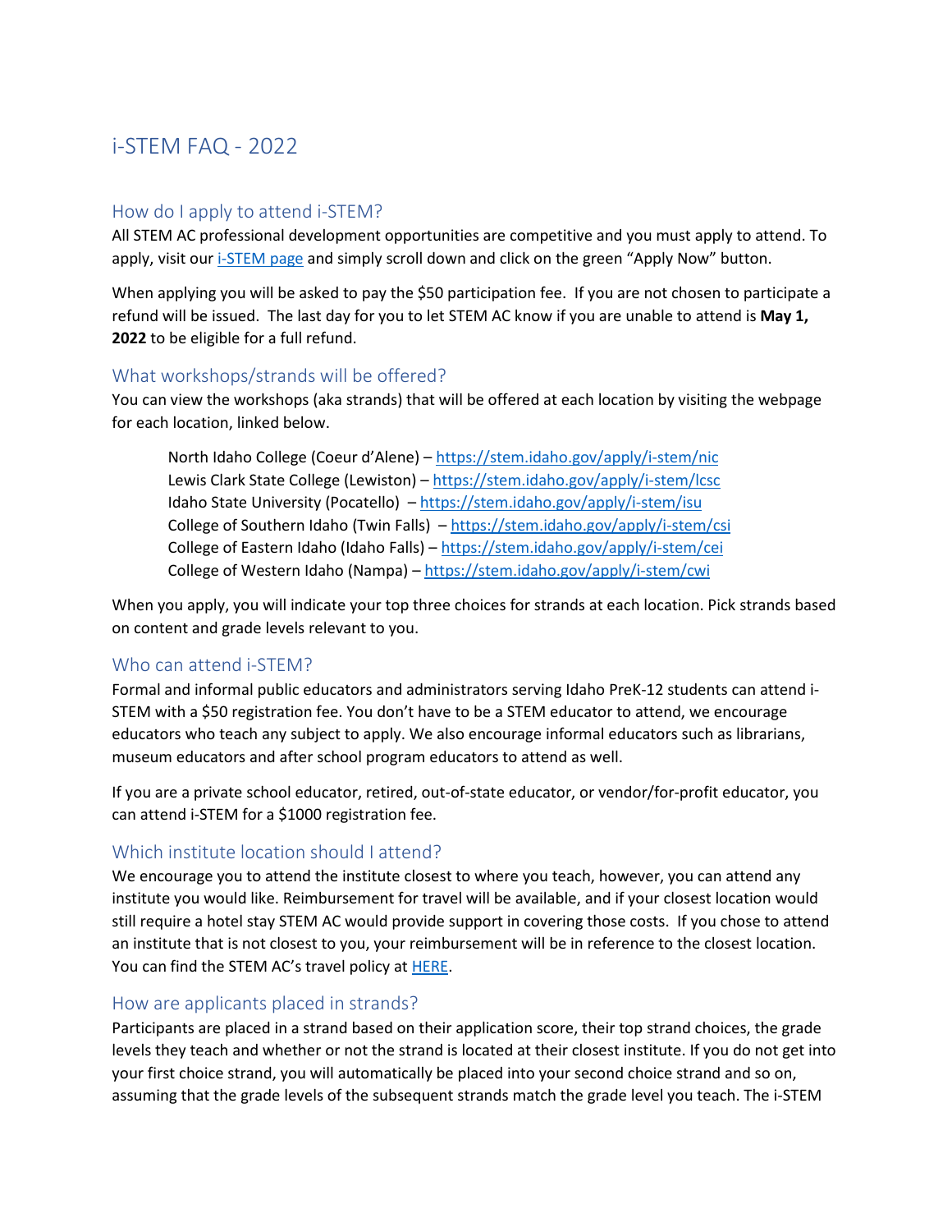# i-STEM FAQ - 2022

## How do I apply to attend i-STEM?

All STEM AC professional development opportunities are competitive and you must apply to attend. To apply, visit our [i-STEM page]() and simply scroll down and click on the green "Apply Now" button.

When applying you will be asked to pay the $50 participation fee. If you are not chosen to participate a refund will be issued. The last day for you to let STEM AC know if you are unable to attend is **May 1, 2022** to be eligible for a full refund.

## What workshops/strands will be offered?

You can view the workshops (aka strands) that will be offered at each location by visiting the webpage for each location, linked below.

North Idaho College (Coeur d'Alene) – https://stem.idaho.gov/apply/i-stem/nic
Lewis Clark State College (Lewiston) – https://stem.idaho.gov/apply/i-stem/lcsc
Idaho State University (Pocatello) – https://stem.idaho.gov/apply/i-stem/isu
College of Southern Idaho (Twin Falls) – https://stem.idaho.gov/apply/i-stem/csi
College of Eastern Idaho (Idaho Falls) – https://stem.idaho.gov/apply/i-stem/cei
College of Western Idaho (Nampa) – https://stem.idaho.gov/apply/i-stem/cwi

When you apply, you will indicate your top three choices for strands at each location. Pick strands based on content and grade levels relevant to you.

## Who can attend i-STEM?

Formal and informal public educators and administrators serving Idaho PreK-12 students can attend i-STEM with a $50 registration fee. You don't have to be a STEM educator to attend, we encourage educators who teach any subject to apply. We also encourage informal educators such as librarians, museum educators and after school program educators to attend as well.

If you are a private school educator, retired, out-of-state educator, or vendor/for-profit educator, you can attend i-STEM for a $1000 registration fee.

## Which institute location should I attend?

We encourage you to attend the institute closest to where you teach, however, you can attend any institute you would like. Reimbursement for travel will be available, and if your closest location would still require a hotel stay STEM AC would provide support in covering those costs. If you chose to attend an institute that is not closest to you, your reimbursement will be in reference to the closest location. You can find the STEM AC's travel policy at [HERE]().

## How are applicants placed in strands?

Participants are placed in a strand based on their application score, their top strand choices, the grade levels they teach and whether or not the strand is located at their closest institute. If you do not get into your first choice strand, you will automatically be placed into your second choice strand and so on, assuming that the grade levels of the subsequent strands match the grade level you teach. The i-STEM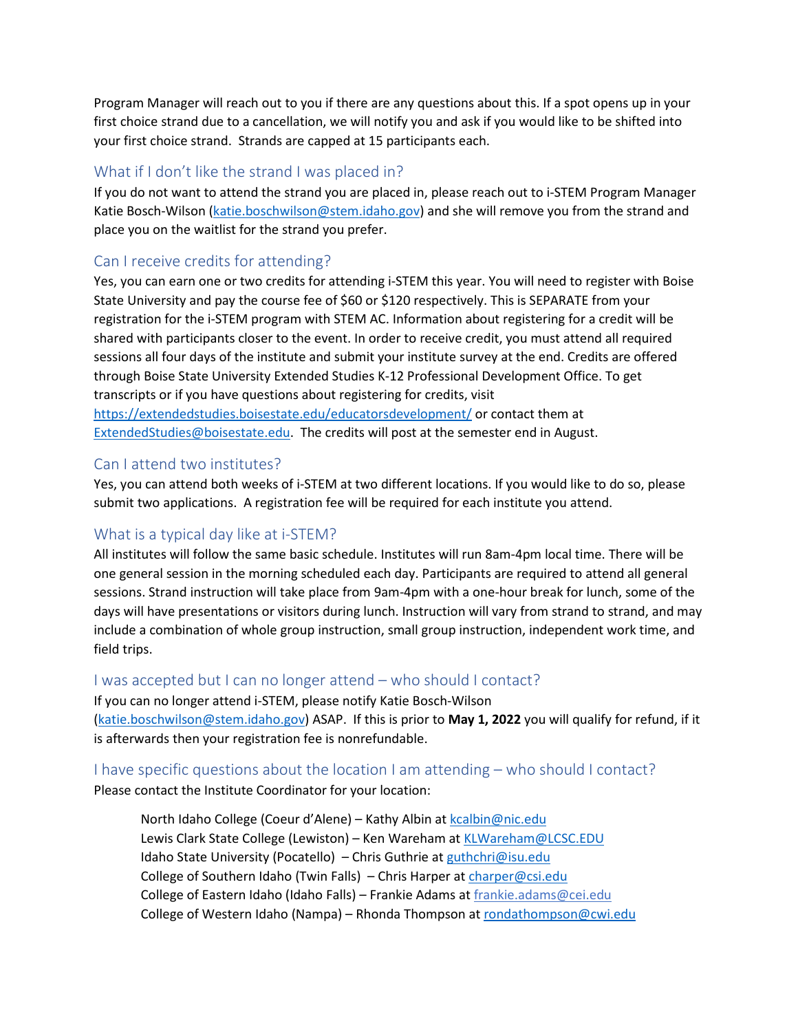Program Manager will reach out to you if there are any questions about this. If a spot opens up in your first choice strand due to a cancellation, we will notify you and ask if you would like to be shifted into your first choice strand. Strands are capped at 15 participants each.

## What if I don't like the strand I was placed in?

If you do not want to attend the strand you are placed in, please reach out to i-STEM Program Manager Katie Bosch-Wilson (katie.boschwilson@stem.idaho.gov) and she will remove you from the strand and place you on the waitlist for the strand you prefer.

## Can I receive credits for attending?

Yes, you can earn one or two credits for attending i-STEM this year. You will need to register with Boise State University and pay the course fee of $60 or $120 respectively. This is SEPARATE from your registration for the i-STEM program with STEM AC. Information about registering for a credit will be shared with participants closer to the event. In order to receive credit, you must attend all required sessions all four days of the institute and submit your institute survey at the end. Credits are offered through Boise State University Extended Studies K-12 Professional Development Office. To get transcripts or if you have questions about registering for credits, visit https://extendedstudies.boisestate.edu/educatorsdevelopment/ or contact them at ExtendedStudies@boisestate.edu. The credits will post at the semester end in August.

## Can I attend two institutes?

Yes, you can attend both weeks of i-STEM at two different locations. If you would like to do so, please submit two applications. A registration fee will be required for each institute you attend.

## What is a typical day like at i-STEM?

All institutes will follow the same basic schedule. Institutes will run 8am-4pm local time. There will be one general session in the morning scheduled each day. Participants are required to attend all general sessions. Strand instruction will take place from 9am-4pm with a one-hour break for lunch, some of the days will have presentations or visitors during lunch. Instruction will vary from strand to strand, and may include a combination of whole group instruction, small group instruction, independent work time, and field trips.

## I was accepted but I can no longer attend – who should I contact?

If you can no longer attend i-STEM, please notify Katie Bosch-Wilson (katie.boschwilson@stem.idaho.gov) ASAP. If this is prior to **May 1, 2022** you will qualify for refund, if it is afterwards then your registration fee is nonrefundable.

## I have specific questions about the location I am attending – who should I contact?

Please contact the Institute Coordinator for your location:

North Idaho College (Coeur d'Alene) – Kathy Albin at kcalbin@nic.edu
Lewis Clark State College (Lewiston) – Ken Wareham at KLWareham@LCSC.EDU
Idaho State University (Pocatello) – Chris Guthrie at guthchri@isu.edu
College of Southern Idaho (Twin Falls) – Chris Harper at charper@csi.edu
College of Eastern Idaho (Idaho Falls) – Frankie Adams at frankie.adams@cei.edu
College of Western Idaho (Nampa) – Rhonda Thompson at rondathompson@cwi.edu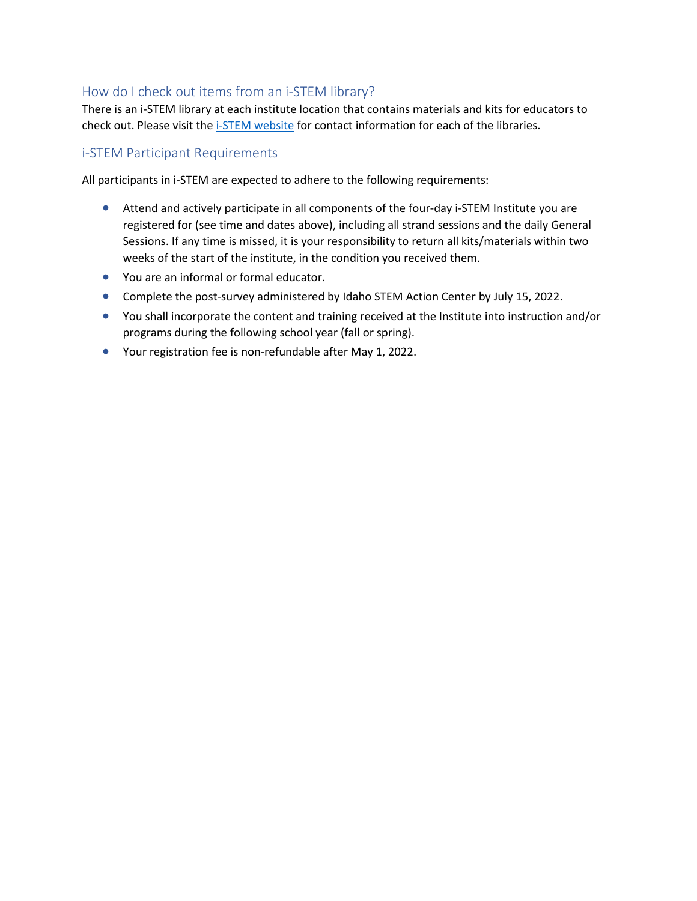## How do I check out items from an i-STEM library?

There is an i-STEM library at each institute location that contains materials and kits for educators to check out. Please visit the [i-STEM website]() for contact information for each of the libraries.

## i-STEM Participant Requirements

All participants in i-STEM are expected to adhere to the following requirements:

- Attend and actively participate in all components of the four-day i-STEM Institute you are registered for (see time and dates above), including all strand sessions and the daily General Sessions. If any time is missed, it is your responsibility to return all kits/materials within two weeks of the start of the institute, in the condition you received them.
- You are an informal or formal educator.
- Complete the post-survey administered by Idaho STEM Action Center by July 15, 2022.
- You shall incorporate the content and training received at the Institute into instruction and/or programs during the following school year (fall or spring).
- Your registration fee is non-refundable after May 1, 2022.